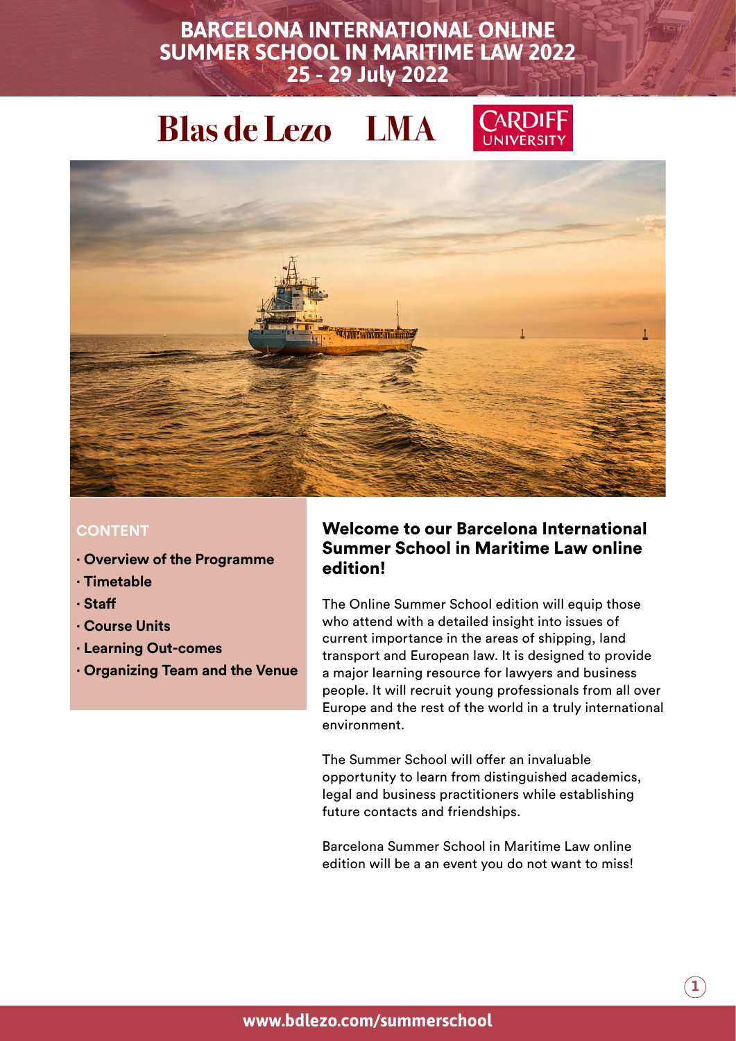# BARCELONA INTERNATIONAL ONLINE SUMMER SCHOOL IN MARITIME LAW 2022

**25 - 29 July 2022**

Blas de Lezo LMA CARDIFF UNIVERSITY

**CONTENT**

- **Overview of the Programme**
- **Timetable**
- **Staff**
- **Course Units**
- **Learning Out-comes**
- **Organizing Team and the Venue**

## Welcome to our Barcelona International Summer School in Maritime Law online edition!

The Online Summer School edition will equip those who attend with a detailed insight into issues of current importance in the areas of shipping, land transport and European law. It is designed to provide a major learning resource for lawyers and business people. It will recruit young professionals from all over Europe and the rest of the world in a truly international environment.

The Summer School will offer an invaluable opportunity to learn from distinguished academics, legal and business practitioners while establishing future contacts and friendships.

Barcelona Summer School in Maritime Law online edition will be a an event you do not want to miss!

**www.bdlezo.com/summerschool**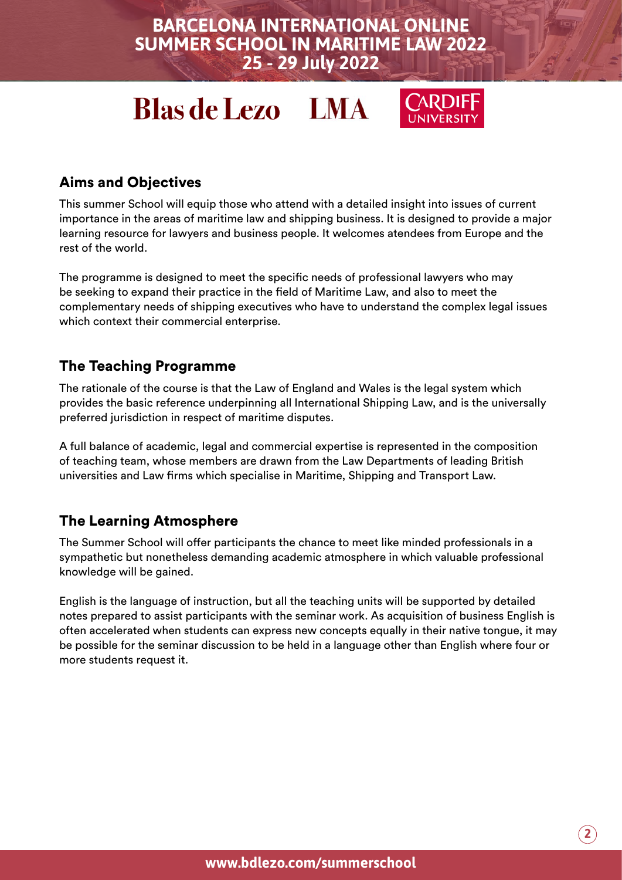## Aims and Objectives

This summer School will equip those who attend with a detailed insight into issues of current importance in the areas of maritime law and shipping business. It is designed to provide a major learning resource for lawyers and business people. It welcomes atendees from Europe and the rest of the world.

The programme is designed to meet the specific needs of professional lawyers who may be seeking to expand their practice in the field of Maritime Law, and also to meet the complementary needs of shipping executives who have to understand the complex legal issues which context their commercial enterprise.

## The Teaching Programme

The rationale of the course is that the Law of England and Wales is the legal system which provides the basic reference underpinning all International Shipping Law, and is the universally preferred jurisdiction in respect of maritime disputes.

A full balance of academic, legal and commercial expertise is represented in the composition of teaching team, whose members are drawn from the Law Departments of leading British universities and Law firms which specialise in Maritime, Shipping and Transport Law.

## The Learning Atmosphere

The Summer School will offer participants the chance to meet like minded professionals in a sympathetic but nonetheless demanding academic atmosphere in which valuable professional knowledge will be gained.

English is the language of instruction, but all the teaching units will be supported by detailed notes prepared to assist participants with the seminar work. As acquisition of business English is often accelerated when students can express new concepts equally in their native tongue, it may be possible for the seminar discussion to be held in a language other than English where four or more students request it.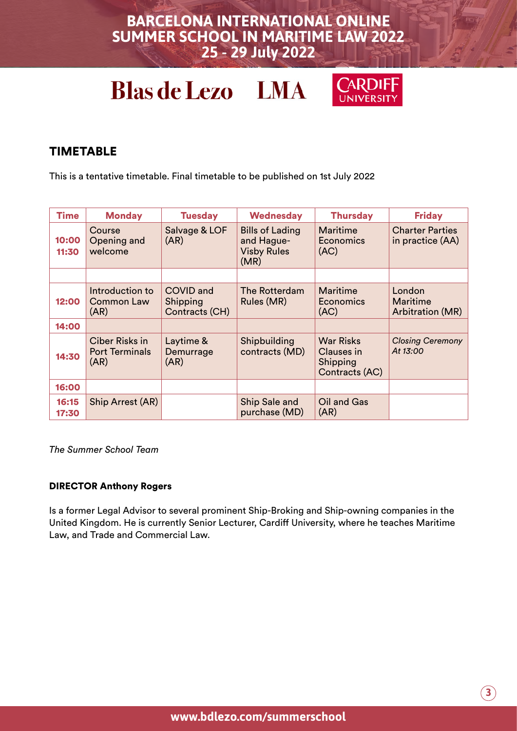# BARCELONA INTERNATIONAL ONLINE SUMMER SCHOOL IN MARITIME LAW 2022
**25 - 29 July 2022**

**Blas de Lezo** **LMA** **CARDIFF UNIVERSITY**

## TIMETABLE

This is a tentative timetable. Final timetable to be published on 1st July 2022

| Time | Monday | Tuesday | Wednesday | Thursday | Friday |
|---|---|---|---|---|---|
| 10:00 11:30 | Course Opening and welcome | Salvage & LOF (AR) | Bills of Lading and Hague-Visby Rules (MR) | Maritime Economics (AC) | Charter Parties in practice (AA) |
| | | | | | |
| 12:00 | Introduction to Common Law (AR) | COVID and Shipping Contracts (CH) | The Rotterdam Rules (MR) | Maritime Economics (AC) | London Maritime Arbitration (MR) |
| 14:00 | | | | | |
| 14:30 | Ciber Risks in Port Terminals (AR) | Laytime & Demurrage (AR) | Shipbuilding contracts (MD) | War Risks Clauses in Shipping Contracts (AC) | *Closing Ceremony At 13:00* |
| 16:00 | | | | | |
| 16:15 17:30 | Ship Arrest (AR) | | Ship Sale and purchase (MD) | Oil and Gas (AR) | |

*The Summer School Team*

**DIRECTOR Anthony Rogers**

Is a former Legal Advisor to several prominent Ship-Broking and Ship-owning companies in the United Kingdom. He is currently Senior Lecturer, Cardiff University, where he teaches Maritime Law, and Trade and Commercial Law.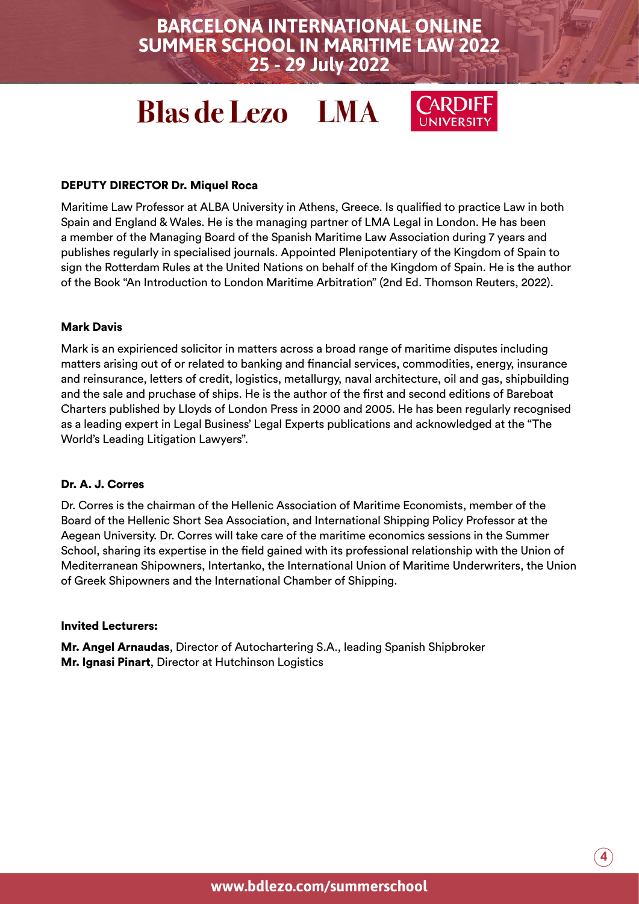## DEPUTY DIRECTOR Dr. Miquel Roca

Maritime Law Professor at ALBA University in Athens, Greece. Is qualified to practice Law in both Spain and England & Wales. He is the managing partner of LMA Legal in London. He has been a member of the Managing Board of the Spanish Maritime Law Association during 7 years and publishes regularly in specialised journals. Appointed Plenipotentiary of the Kingdom of Spain to sign the Rotterdam Rules at the United Nations on behalf of the Kingdom of Spain. He is the author of the Book "An Introduction to London Maritime Arbitration" (2nd Ed. Thomson Reuters, 2022).

## Mark Davis

Mark is an expirienced solicitor in matters across a broad range of maritime disputes including matters arising out of or related to banking and financial services, commodities, energy, insurance and reinsurance, letters of credit, logistics, metallurgy, naval architecture, oil and gas, shipbuilding and the sale and pruchase of ships. He is the author of the first and second editions of Bareboat Charters published by Lloyds of London Press in 2000 and 2005. He has been regularly recognised as a leading expert in Legal Business' Legal Experts publications and acknowledged at the "The World's Leading Litigation Lawyers".

## Dr. A. J. Corres

Dr. Corres is the chairman of the Hellenic Association of Maritime Economists, member of the Board of the Hellenic Short Sea Association, and International Shipping Policy Professor at the Aegean University. Dr. Corres will take care of the maritime economics sessions in the Summer School, sharing its expertise in the field gained with its professional relationship with the Union of Mediterranean Shipowners, Intertanko, the International Union of Maritime Underwriters, the Union of Greek Shipowners and the International Chamber of Shipping.

## Invited Lecturers:

**Mr. Angel Arnaudas**, Director of Autochartering S.A., leading Spanish Shipbroker
**Mr. Ignasi Pinart**, Director at Hutchinson Logistics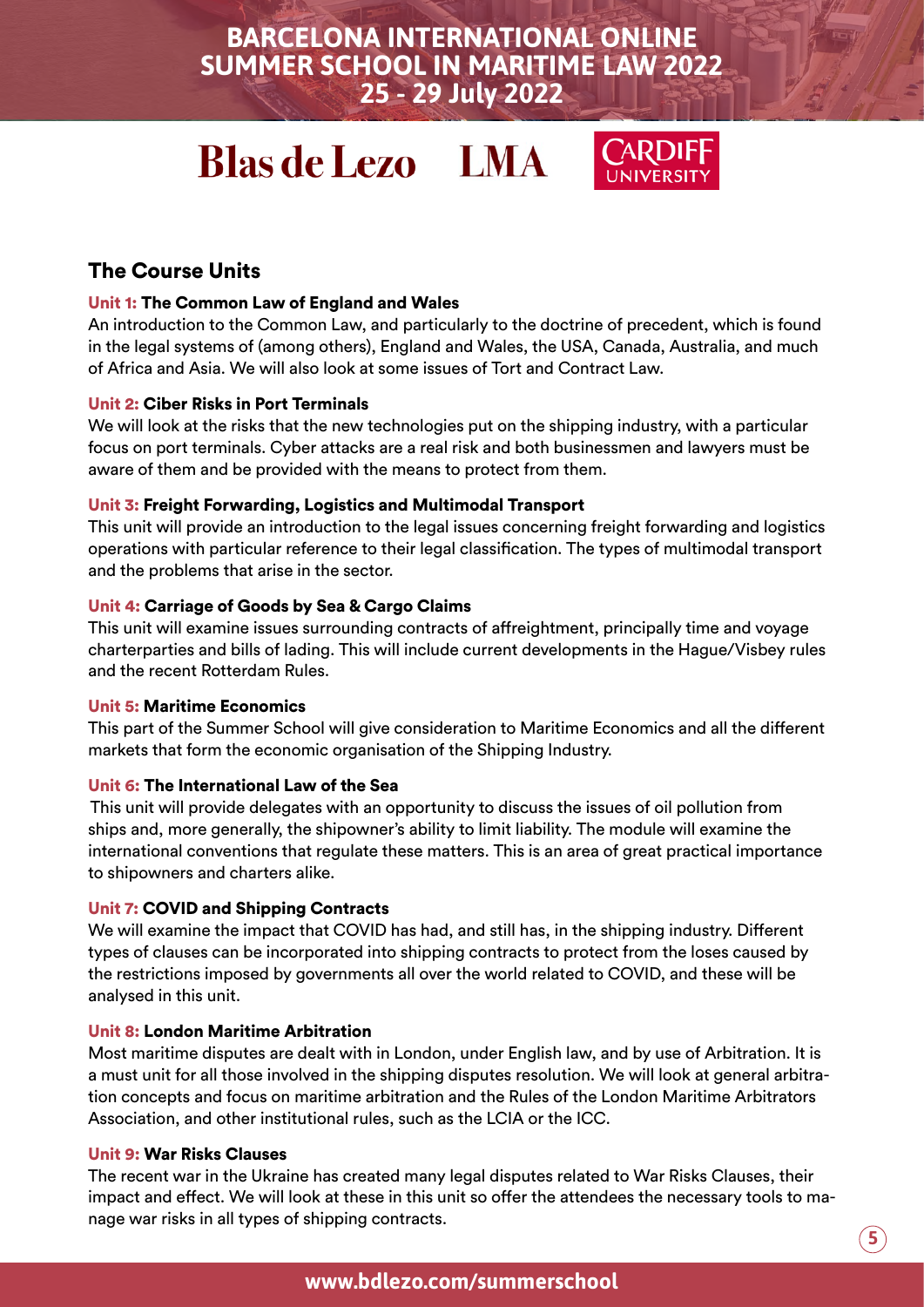# The Course Units

**Unit 1: The Common Law of England and Wales**

An introduction to the Common Law, and particularly to the doctrine of precedent, which is found in the legal systems of (among others), England and Wales, the USA, Canada, Australia, and much of Africa and Asia. We will also look at some issues of Tort and Contract Law.

**Unit 2: Ciber Risks in Port Terminals**

We will look at the risks that the new technologies put on the shipping industry, with a particular focus on port terminals. Cyber attacks are a real risk and both businessmen and lawyers must be aware of them and be provided with the means to protect from them.

**Unit 3: Freight Forwarding, Logistics and Multimodal Transport**

This unit will provide an introduction to the legal issues concerning freight forwarding and logistics operations with particular reference to their legal classification. The types of multimodal transport and the problems that arise in the sector.

**Unit 4: Carriage of Goods by Sea & Cargo Claims**

This unit will examine issues surrounding contracts of affreightment, principally time and voyage charterparties and bills of lading. This will include current developments in the Hague/Visbey rules and the recent Rotterdam Rules.

**Unit 5: Maritime Economics**

This part of the Summer School will give consideration to Maritime Economics and all the different markets that form the economic organisation of the Shipping Industry.

**Unit 6: The International Law of the Sea**

This unit will provide delegates with an opportunity to discuss the issues of oil pollution from ships and, more generally, the shipowner's ability to limit liability. The module will examine the international conventions that regulate these matters. This is an area of great practical importance to shipowners and charters alike.

**Unit 7: COVID and Shipping Contracts**

We will examine the impact that COVID has had, and still has, in the shipping industry. Different types of clauses can be incorporated into shipping contracts to protect from the loses caused by the restrictions imposed by governments all over the world related to COVID, and these will be analysed in this unit.

**Unit 8: London Maritime Arbitration**

Most maritime disputes are dealt with in London, under English law, and by use of Arbitration. It is a must unit for all those involved in the shipping disputes resolution. We will look at general arbitration concepts and focus on maritime arbitration and the Rules of the London Maritime Arbitrators Association, and other institutional rules, such as the LCIA or the ICC.

**Unit 9: War Risks Clauses**

The recent war in the Ukraine has created many legal disputes related to War Risks Clauses, their impact and effect. We will look at these in this unit so offer the attendees the necessary tools to manage war risks in all types of shipping contracts.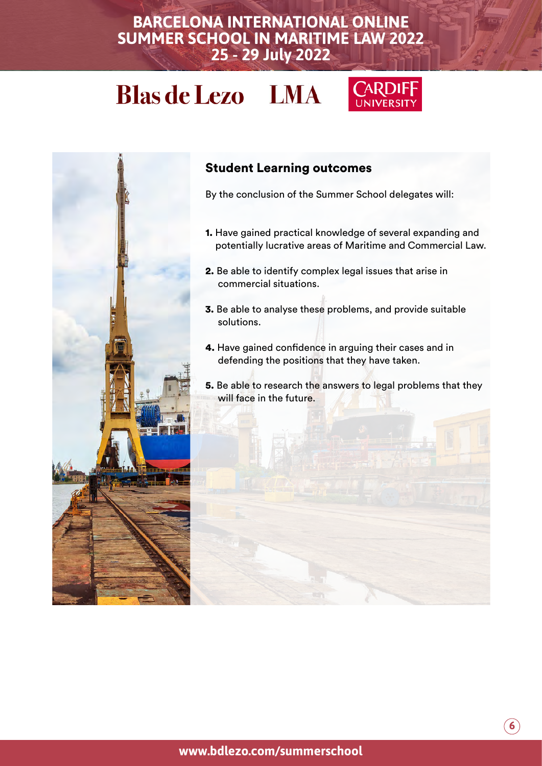## Student Learning outcomes

By the conclusion of the Summer School delegates will:

1. Have gained practical knowledge of several expanding and potentially lucrative areas of Maritime and Commercial Law.
2. Be able to identify complex legal issues that arise in commercial situations.
3. Be able to analyse these problems, and provide suitable solutions.
4. Have gained confidence in arguing their cases and in defending the positions that they have taken.
5. Be able to research the answers to legal problems that they will face in the future.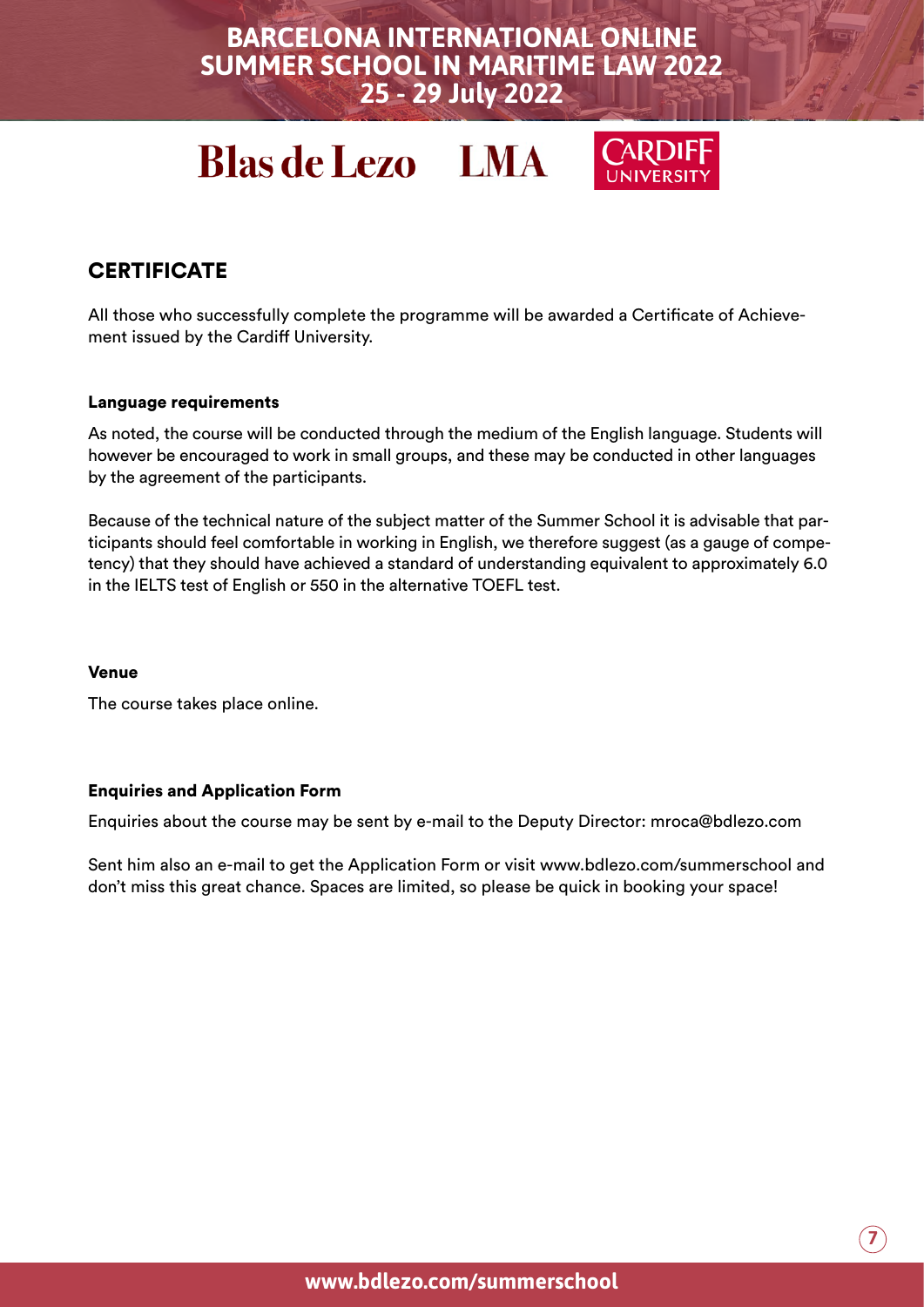## CERTIFICATE

All those who successfully complete the programme will be awarded a Certificate of Achievement issued by the Cardiff University.

### Language requirements

As noted, the course will be conducted through the medium of the English language. Students will however be encouraged to work in small groups, and these may be conducted in other languages by the agreement of the participants.

Because of the technical nature of the subject matter of the Summer School it is advisable that participants should feel comfortable in working in English, we therefore suggest (as a gauge of competency) that they should have achieved a standard of understanding equivalent to approximately 6.0 in the IELTS test of English or 550 in the alternative TOEFL test.

### Venue

The course takes place online.

### Enquiries and Application Form

Enquiries about the course may be sent by e-mail to the Deputy Director: mroca@bdlezo.com

Sent him also an e-mail to get the Application Form or visit www.bdlezo.com/summerschool and don't miss this great chance. Spaces are limited, so please be quick in booking your space!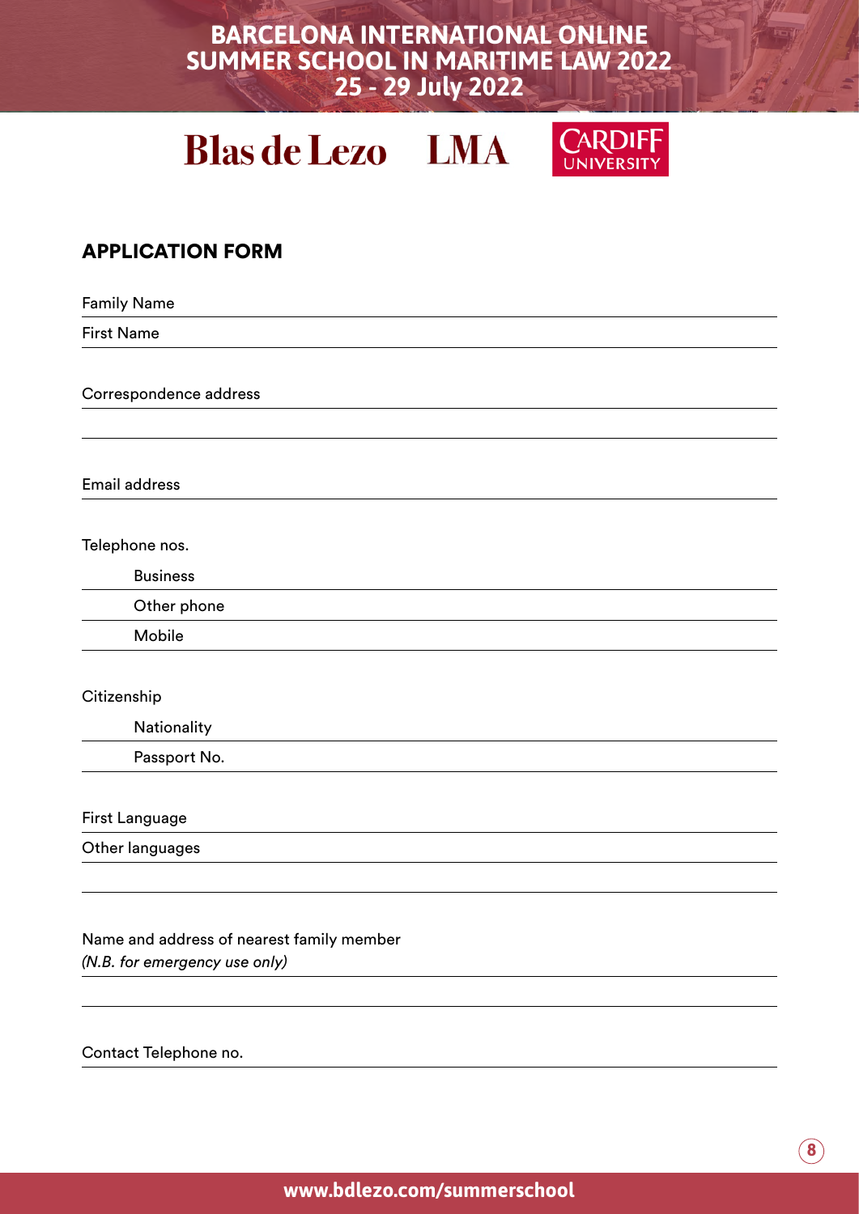# BARCELONA INTERNATIONAL ONLINE SUMMER SCHOOL IN MARITIME LAW 2022
**25 - 29 July 2022**

Blas de Lezo LMA CARDIFF UNIVERSITY

## APPLICATION FORM

Family Name

First Name

Correspondence address

Email address

Telephone nos.

Business

Other phone

Mobile

Citizenship

Nationality

Passport No.

First Language

Other languages

Name and address of nearest family member
*(N.B. for emergency use only)*

Contact Telephone no.

www.bdlezo.com/summerschool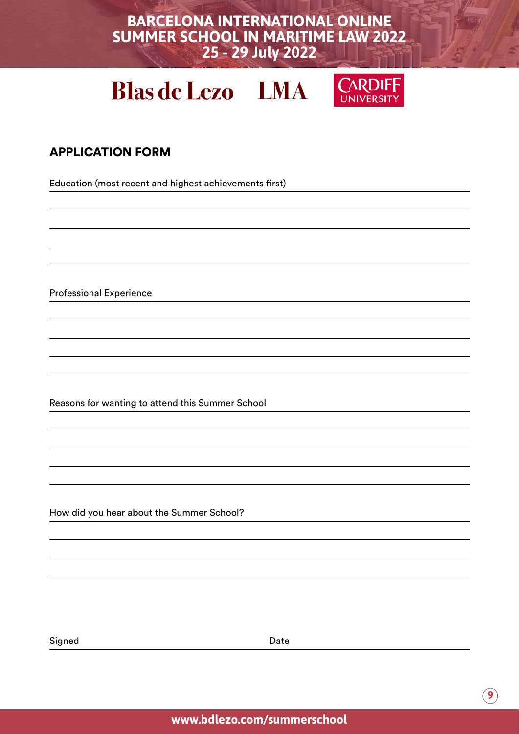# BARCELONA INTERNATIONAL ONLINE SUMMER SCHOOL IN MARITIME LAW 2022
**25 - 29 July 2022**

Blas de Lezo LMA CARDIFF UNIVERSITY

## APPLICATION FORM

Education (most recent and highest achievements first)

Professional Experience

Reasons for wanting to attend this Summer School

How did you hear about the Summer School?

Signed Date

www.bdlezo.com/summerschool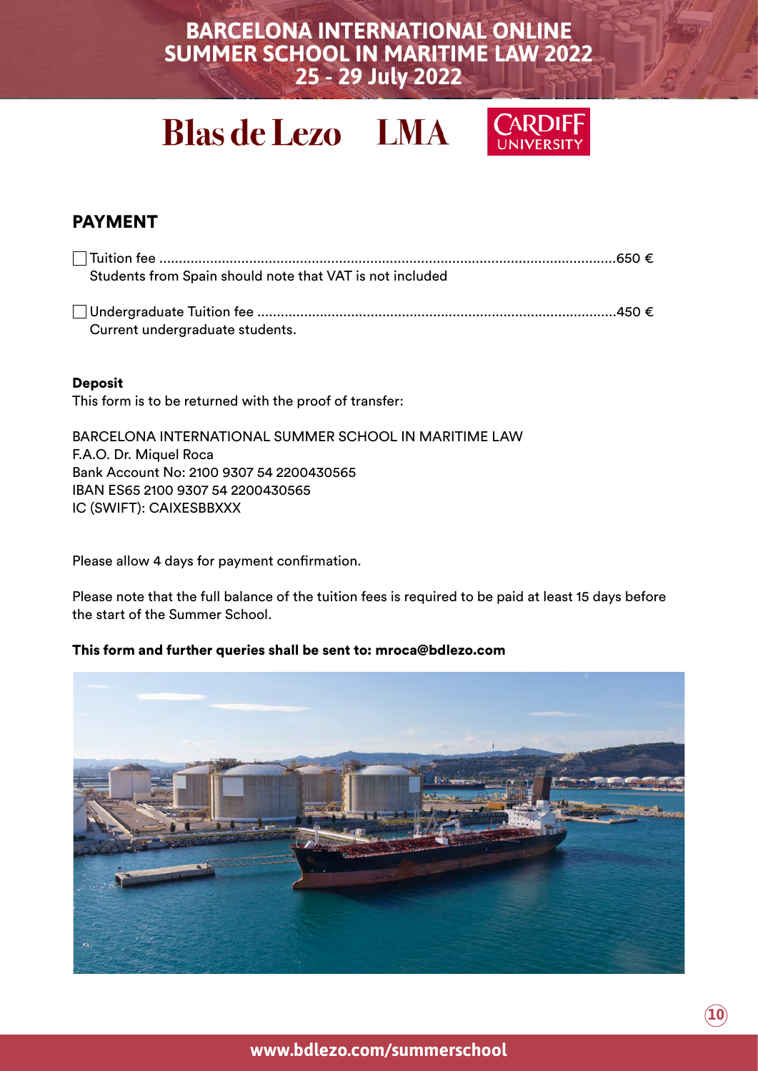# BARCELONA INTERNATIONAL ONLINE SUMMER SCHOOL IN MARITIME LAW 2022
**25 - 29 July 2022**

Blas de Lezo   LMA   CARDIFF UNIVERSITY

## PAYMENT

☐ Tuition fee ..................................................................................................................650 €
Students from Spain should note that VAT is not included

☐ Undergraduate Tuition fee .........................................................................................450 €
Current undergraduate students.

**Deposit**
This form is to be returned with the proof of transfer:

BARCELONA INTERNATIONAL SUMMER SCHOOL IN MARITIME LAW
F.A.O. Dr. Miquel Roca
Bank Account No: 2100 9307 54 2200430565
IBAN ES65 2100 9307 54 2200430565
IC (SWIFT): CAIXESBBXXX

Please allow 4 days for payment confirmation.

Please note that the full balance of the tuition fees is required to be paid at least 15 days before the start of the Summer School.

**This form and further queries shall be sent to: mroca@bdlezo.com**

www.bdlezo.com/summerschool